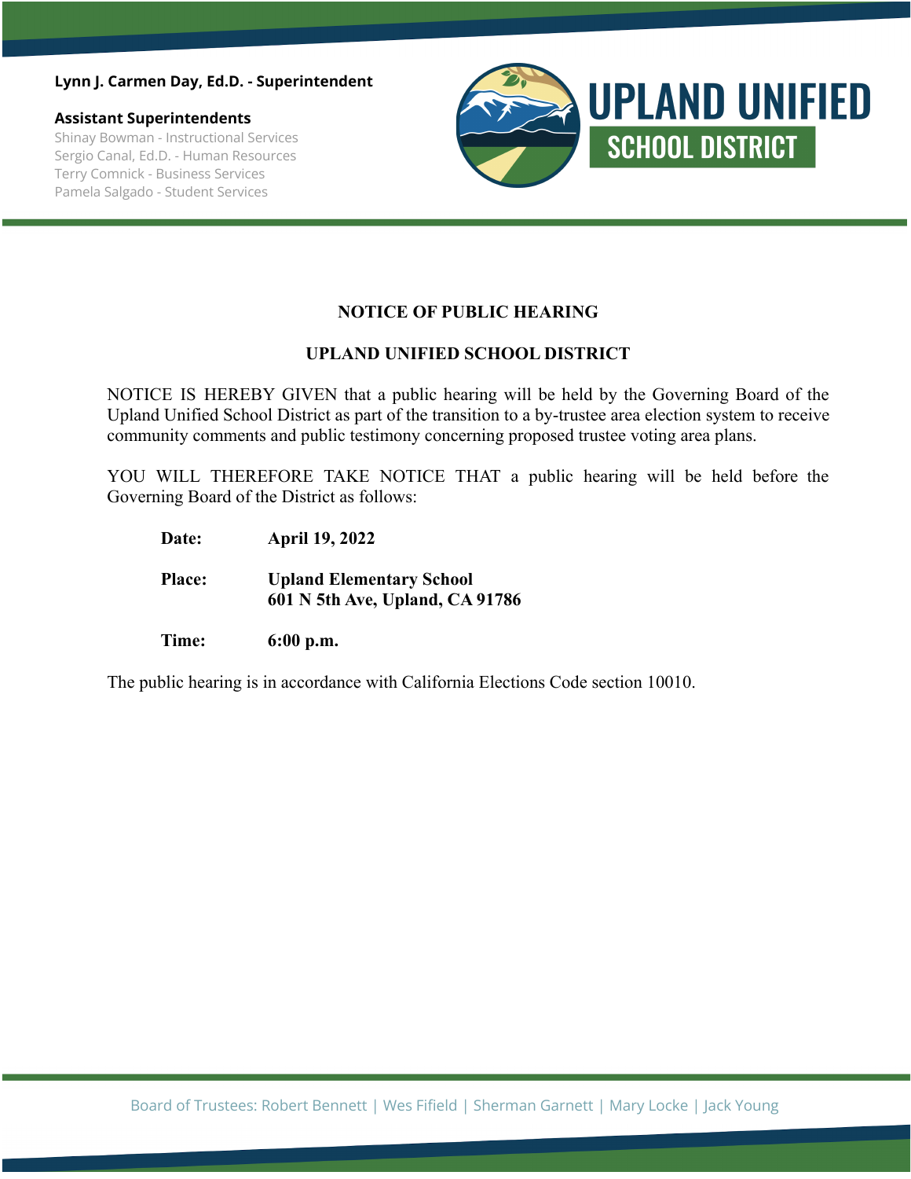**Lynn J. Carmen Day, Ed.D. - Superintendent**

**Assistant Superintendents**

Shinay Bowman - Instructional Services
Sergio Canal, Ed.D. - Human Resources
Terry Comnick - Business Services
Pamela Salgado - Student Services

UPLAND UNIFIED SCHOOL DISTRICT

# NOTICE OF PUBLIC HEARING

## UPLAND UNIFIED SCHOOL DISTRICT

NOTICE IS HEREBY GIVEN that a public hearing will be held by the Governing Board of the Upland Unified School District as part of the transition to a by-trustee area election system to receive community comments and public testimony concerning proposed trustee voting area plans.

YOU WILL THEREFORE TAKE NOTICE THAT a public hearing will be held before the Governing Board of the District as follows:

**Date:** **April 19, 2022**

**Place:** **Upland Elementary School**
**601 N 5th Ave, Upland, CA 91786**

**Time:** **6:00 p.m.**

The public hearing is in accordance with California Elections Code section 10010.

Board of Trustees: Robert Bennett | Wes Fifield | Sherman Garnett | Mary Locke | Jack Young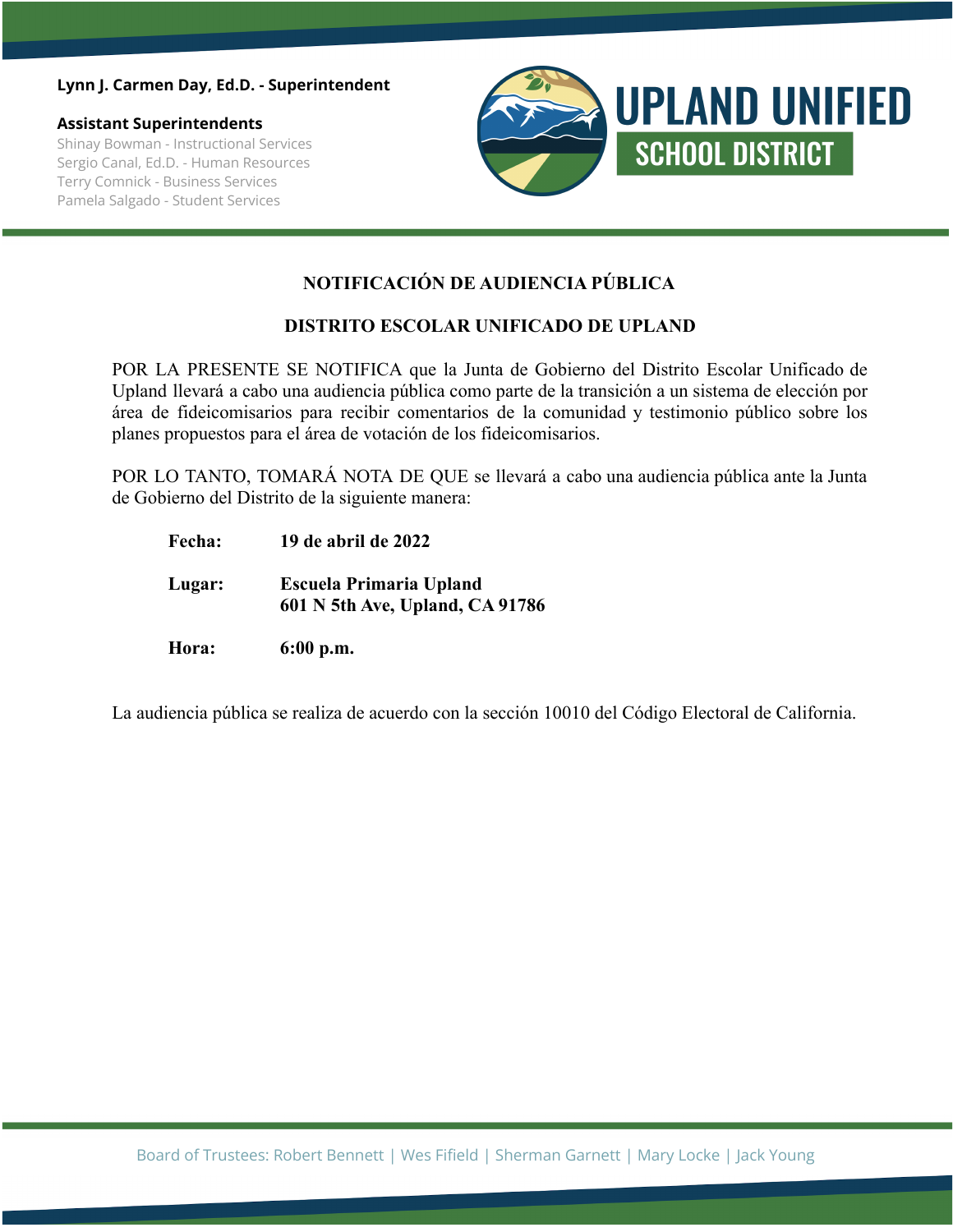**Lynn J. Carmen Day, Ed.D. - Superintendent**

**Assistant Superintendents**
Shinay Bowman - Instructional Services
Sergio Canal, Ed.D. - Human Resources
Terry Comnick - Business Services
Pamela Salgado - Student Services

UPLAND UNIFIED SCHOOL DISTRICT

## NOTIFICACIÓN DE AUDIENCIA PÚBLICA

## DISTRITO ESCOLAR UNIFICADO DE UPLAND

POR LA PRESENTE SE NOTIFICA que la Junta de Gobierno del Distrito Escolar Unificado de Upland llevará a cabo una audiencia pública como parte de la transición a un sistema de elección por área de fideicomisarios para recibir comentarios de la comunidad y testimonio público sobre los planes propuestos para el área de votación de los fideicomisarios.

POR LO TANTO, TOMARÁ NOTA DE QUE se llevará a cabo una audiencia pública ante la Junta de Gobierno del Distrito de la siguiente manera:

**Fecha:** **19 de abril de 2022**

**Lugar:** **Escuela Primaria Upland**
**601 N 5th Ave, Upland, CA 91786**

**Hora:** **6:00 p.m.**

La audiencia pública se realiza de acuerdo con la sección 10010 del Código Electoral de California.

Board of Trustees: Robert Bennett | Wes Fifield | Sherman Garnett | Mary Locke | Jack Young